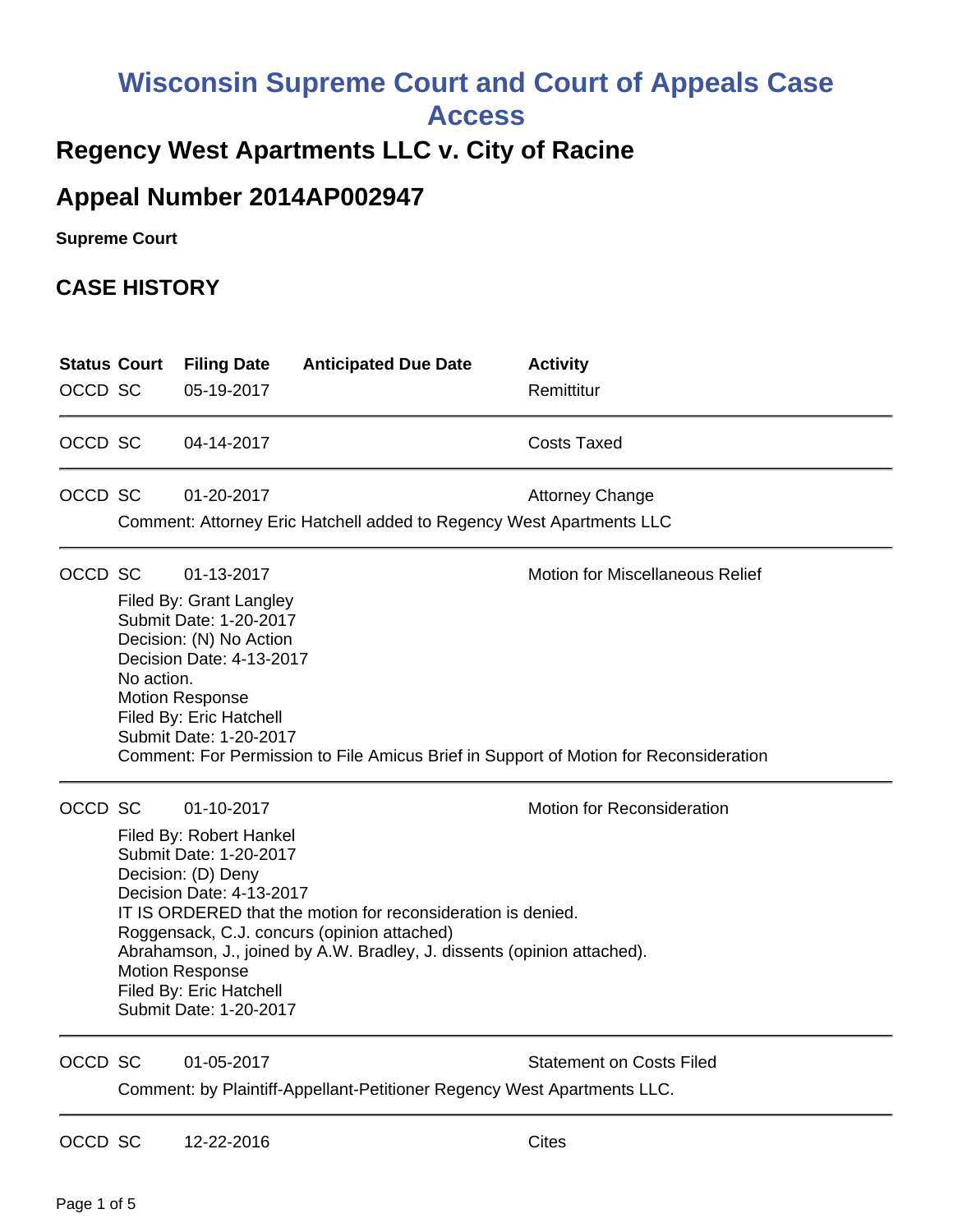# Wisconsin Supreme Court and Court of Appeals Case Access

## Regency West Apartments LLC v. City of Racine

## Appeal Number 2014AP002947

**Supreme Court**

### CASE HISTORY

| Status | Court | Filing Date | Anticipated Due Date | Activity |
|---|---|---|---|---|
| OCCD | SC | 05-19-2017 | | Remittitur |
| OCCD | SC | 04-14-2017 | | Costs Taxed |
| OCCD | SC | 01-20-2017 | | Attorney Change |

Comment: Attorney Eric Hatchell added to Regency West Apartments LLC

| Status | Court | Filing Date | Anticipated Due Date | Activity |
|---|---|---|---|---|
| OCCD | SC | 01-13-2017 | | Motion for Miscellaneous Relief |

Filed By: Grant Langley
Submit Date: 1-20-2017
Decision: (N) No Action
Decision Date: 4-13-2017
No action.
Motion Response
Filed By: Eric Hatchell
Submit Date: 1-20-2017
Comment: For Permission to File Amicus Brief in Support of Motion for Reconsideration

| Status | Court | Filing Date | Anticipated Due Date | Activity |
|---|---|---|---|---|
| OCCD | SC | 01-10-2017 | | Motion for Reconsideration |

Filed By: Robert Hankel
Submit Date: 1-20-2017
Decision: (D) Deny
Decision Date: 4-13-2017
IT IS ORDERED that the motion for reconsideration is denied.
Roggensack, C.J. concurs (opinion attached)
Abrahamson, J., joined by A.W. Bradley, J. dissents (opinion attached).
Motion Response
Filed By: Eric Hatchell
Submit Date: 1-20-2017

| Status | Court | Filing Date | Anticipated Due Date | Activity |
|---|---|---|---|---|
| OCCD | SC | 01-05-2017 | | Statement on Costs Filed |

Comment: by Plaintiff-Appellant-Petitioner Regency West Apartments LLC.

| Status | Court | Filing Date | Anticipated Due Date | Activity |
|---|---|---|---|---|
| OCCD | SC | 12-22-2016 | | Cites |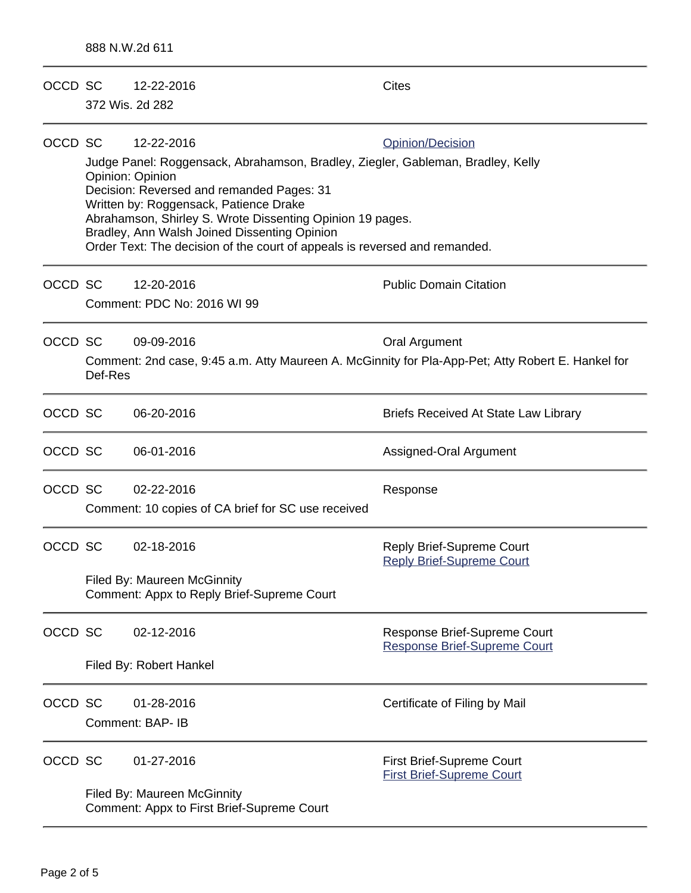888 N.W.2d 611

---

OCCD SC 12-22-2016 Cites

372 Wis. 2d 282

---

OCCD SC 12-22-2016 Opinion/Decision

Judge Panel: Roggensack, Abrahamson, Bradley, Ziegler, Gableman, Bradley, Kelly
Opinion: Opinion
Decision: Reversed and remanded Pages: 31
Written by: Roggensack, Patience Drake
Abrahamson, Shirley S. Wrote Dissenting Opinion 19 pages.
Bradley, Ann Walsh Joined Dissenting Opinion
Order Text: The decision of the court of appeals is reversed and remanded.

---

OCCD SC 12-20-2016 Public Domain Citation

Comment: PDC No: 2016 WI 99

---

OCCD SC 09-09-2016 Oral Argument

Comment: 2nd case, 9:45 a.m. Atty Maureen A. McGinnity for Pla-App-Pet; Atty Robert E. Hankel for Def-Res

---

OCCD SC 06-20-2016 Briefs Received At State Law Library

---

OCCD SC 06-01-2016 Assigned-Oral Argument

---

OCCD SC 02-22-2016 Response

Comment: 10 copies of CA brief for SC use received

---

OCCD SC 02-18-2016 Reply Brief-Supreme Court
Reply Brief-Supreme Court

Filed By: Maureen McGinnity
Comment: Appx to Reply Brief-Supreme Court

---

OCCD SC 02-12-2016 Response Brief-Supreme Court
Response Brief-Supreme Court

Filed By: Robert Hankel

---

OCCD SC 01-28-2016 Certificate of Filing by Mail

Comment: BAP- IB

---

OCCD SC 01-27-2016 First Brief-Supreme Court
First Brief-Supreme Court

Filed By: Maureen McGinnity
Comment: Appx to First Brief-Supreme Court

---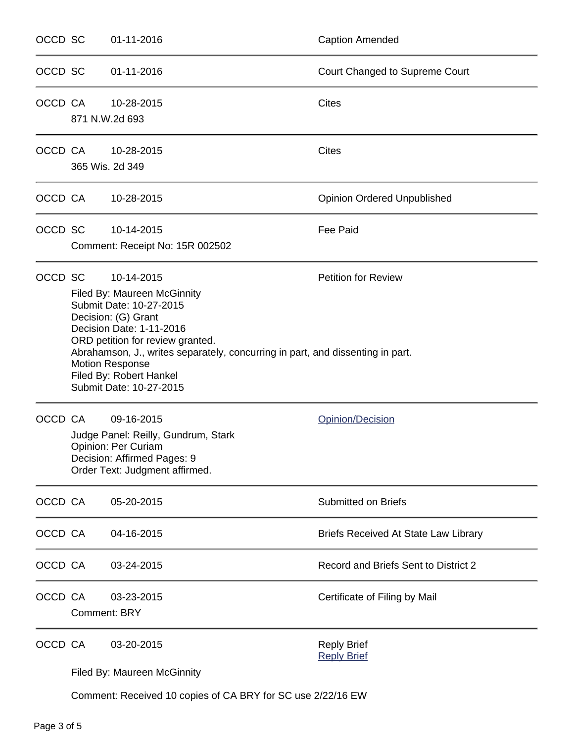| | | | |
|---|---|---|---|
| OCCD | SC | 01-11-2016 | Caption Amended |
| OCCD | SC | 01-11-2016 | Court Changed to Supreme Court |
| OCCD | CA | 10-28-2015<br>871 N.W.2d 693 | Cites |
| OCCD | CA | 10-28-2015<br>365 Wis. 2d 349 | Cites |
| OCCD | CA | 10-28-2015 | Opinion Ordered Unpublished |
| OCCD | SC | 10-14-2015<br>Comment: Receipt No: 15R 002502 | Fee Paid |
| OCCD | SC | 10-14-2015<br>Filed By: Maureen McGinnity<br>Submit Date: 10-27-2015<br>Decision: (G) Grant<br>Decision Date: 1-11-2016<br>ORD petition for review granted.<br>Abrahamson, J., writes separately, concurring in part, and dissenting in part.<br>Motion Response<br>Filed By: Robert Hankel<br>Submit Date: 10-27-2015 | Petition for Review |
| OCCD | CA | 09-16-2015<br>Judge Panel: Reilly, Gundrum, Stark<br>Opinion: Per Curiam<br>Decision: Affirmed Pages: 9<br>Order Text: Judgment affirmed. | Opinion/Decision |
| OCCD | CA | 05-20-2015 | Submitted on Briefs |
| OCCD | CA | 04-16-2015 | Briefs Received At State Law Library |
| OCCD | CA | 03-24-2015 | Record and Briefs Sent to District 2 |
| OCCD | CA | 03-23-2015<br>Comment: BRY | Certificate of Filing by Mail |
| OCCD | CA | 03-20-2015<br>Filed By: Maureen McGinnity<br>Comment: Received 10 copies of CA BRY for SC use 2/22/16 EW | Reply Brief<br>Reply Brief |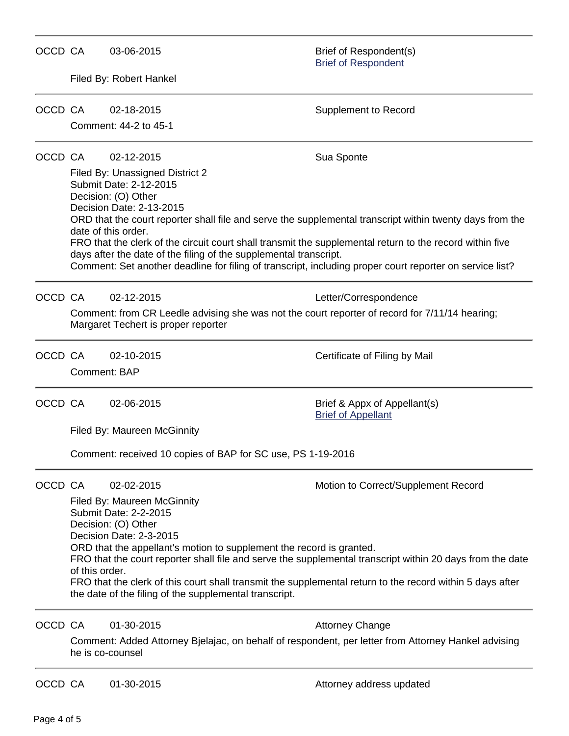---

OCCD CA 03-06-2015 Brief of Respondent(s)
[Brief of Respondent]

Filed By: Robert Hankel

---

OCCD CA 02-18-2015 Supplement to Record

Comment: 44-2 to 45-1

---

OCCD CA 02-12-2015 Sua Sponte

Filed By: Unassigned District 2
Submit Date: 2-12-2015
Decision: (O) Other
Decision Date: 2-13-2015
ORD that the court reporter shall file and serve the supplemental transcript within twenty days from the date of this order.
FRO that the clerk of the circuit court shall transmit the supplemental return to the record within five days after the date of the filing of the supplemental transcript.
Comment: Set another deadline for filing of transcript, including proper court reporter on service list?

---

OCCD CA 02-12-2015 Letter/Correspondence

Comment: from CR Leedle advising she was not the court reporter of record for 7/11/14 hearing; Margaret Techert is proper reporter

---

OCCD CA 02-10-2015 Certificate of Filing by Mail

Comment: BAP

---

OCCD CA 02-06-2015 Brief & Appx of Appellant(s)
[Brief of Appellant]

Filed By: Maureen McGinnity

Comment: received 10 copies of BAP for SC use, PS 1-19-2016

---

OCCD CA 02-02-2015 Motion to Correct/Supplement Record

Filed By: Maureen McGinnity
Submit Date: 2-2-2015
Decision: (O) Other
Decision Date: 2-3-2015
ORD that the appellant's motion to supplement the record is granted.
FRO that the court reporter shall file and serve the supplemental transcript within 20 days from the date of this order.
FRO that the clerk of this court shall transmit the supplemental return to the record within 5 days after the date of the filing of the supplemental transcript.

---

OCCD CA 01-30-2015 Attorney Change

Comment: Added Attorney Bjelajac, on behalf of respondent, per letter from Attorney Hankel advising he is co-counsel

---

OCCD CA 01-30-2015 Attorney address updated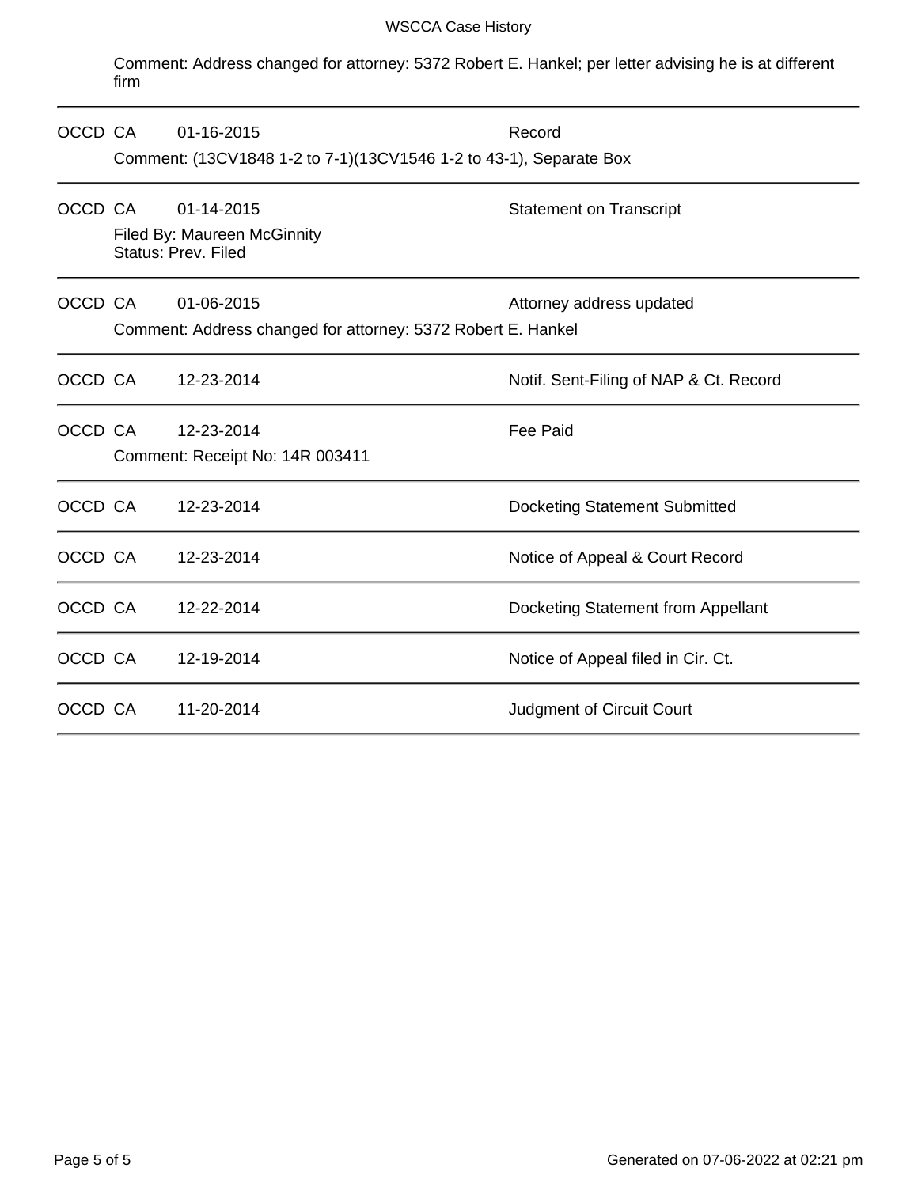Comment: Address changed for attorney: 5372 Robert E. Hankel; per letter advising he is at different firm

---

OCCD CA 01-16-2015 Record

Comment: (13CV1848 1-2 to 7-1)(13CV1546 1-2 to 43-1), Separate Box

---

OCCD CA 01-14-2015 Statement on Transcript

Filed By: Maureen McGinnity
Status: Prev. Filed

---

OCCD CA 01-06-2015 Attorney address updated

Comment: Address changed for attorney: 5372 Robert E. Hankel

---

OCCD CA 12-23-2014 Notif. Sent-Filing of NAP & Ct. Record

---

OCCD CA 12-23-2014 Fee Paid

Comment: Receipt No: 14R 003411

---

OCCD CA 12-23-2014 Docketing Statement Submitted

---

OCCD CA 12-23-2014 Notice of Appeal & Court Record

---

OCCD CA 12-22-2014 Docketing Statement from Appellant

---

OCCD CA 12-19-2014 Notice of Appeal filed in Cir. Ct.

---

OCCD CA 11-20-2014 Judgment of Circuit Court

---